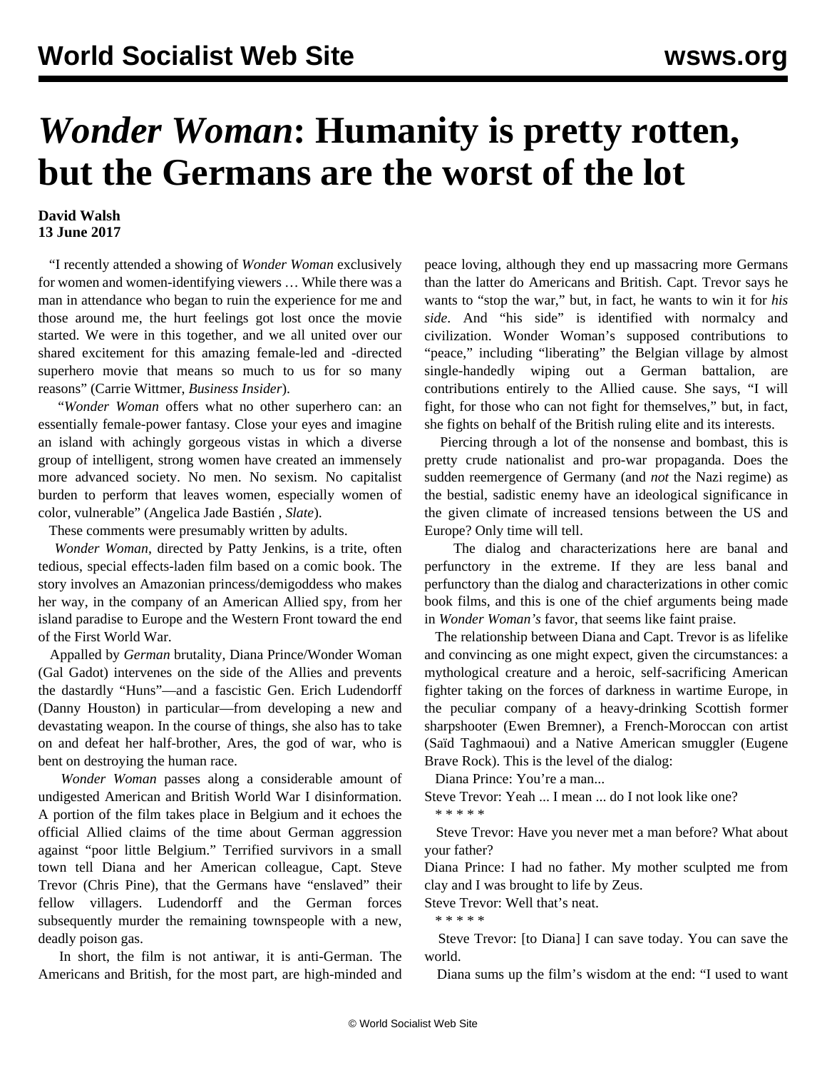# *Wonder Woman*: Humanity is pretty rotten, but the Germans are the worst of the lot

**David Walsh**
**13 June 2017**

"I recently attended a showing of *Wonder Woman* exclusively for women and women-identifying viewers … While there was a man in attendance who began to ruin the experience for me and those around me, the hurt feelings got lost once the movie started. We were in this together, and we all united over our shared excitement for this amazing female-led and -directed superhero movie that means so much to us for so many reasons" (Carrie Wittmer, *Business Insider*).

"*Wonder Woman* offers what no other superhero can: an essentially female-power fantasy. Close your eyes and imagine an island with achingly gorgeous vistas in which a diverse group of intelligent, strong women have created an immensely more advanced society. No men. No sexism. No capitalist burden to perform that leaves women, especially women of color, vulnerable" (Angelica Jade Bastién , *Slate*).

These comments were presumably written by adults.

*Wonder Woman*, directed by Patty Jenkins, is a trite, often tedious, special effects-laden film based on a comic book. The story involves an Amazonian princess/demigoddess who makes her way, in the company of an American Allied spy, from her island paradise to Europe and the Western Front toward the end of the First World War.

Appalled by *German* brutality, Diana Prince/Wonder Woman (Gal Gadot) intervenes on the side of the Allies and prevents the dastardly "Huns"—and a fascistic Gen. Erich Ludendorff (Danny Houston) in particular—from developing a new and devastating weapon. In the course of things, she also has to take on and defeat her half-brother, Ares, the god of war, who is bent on destroying the human race.

*Wonder Woman* passes along a considerable amount of undigested American and British World War I disinformation. A portion of the film takes place in Belgium and it echoes the official Allied claims of the time about German aggression against "poor little Belgium." Terrified survivors in a small town tell Diana and her American colleague, Capt. Steve Trevor (Chris Pine), that the Germans have "enslaved" their fellow villagers. Ludendorff and the German forces subsequently murder the remaining townspeople with a new, deadly poison gas.

In short, the film is not antiwar, it is anti-German. The Americans and British, for the most part, are high-minded and peace loving, although they end up massacring more Germans than the latter do Americans and British. Capt. Trevor says he wants to "stop the war," but, in fact, he wants to win it for *his side*. And "his side" is identified with normalcy and civilization. Wonder Woman's supposed contributions to "peace," including "liberating" the Belgian village by almost single-handedly wiping out a German battalion, are contributions entirely to the Allied cause. She says, "I will fight, for those who can not fight for themselves," but, in fact, she fights on behalf of the British ruling elite and its interests.

Piercing through a lot of the nonsense and bombast, this is pretty crude nationalist and pro-war propaganda. Does the sudden reemergence of Germany (and *not* the Nazi regime) as the bestial, sadistic enemy have an ideological significance in the given climate of increased tensions between the US and Europe? Only time will tell.

The dialog and characterizations here are banal and perfunctory in the extreme. If they are less banal and perfunctory than the dialog and characterizations in other comic book films, and this is one of the chief arguments being made in *Wonder Woman's* favor, that seems like faint praise.

The relationship between Diana and Capt. Trevor is as lifelike and convincing as one might expect, given the circumstances: a mythological creature and a heroic, self-sacrificing American fighter taking on the forces of darkness in wartime Europe, in the peculiar company of a heavy-drinking Scottish former sharpshooter (Ewen Bremner), a French-Moroccan con artist (Saïd Taghmaoui) and a Native American smuggler (Eugene Brave Rock). This is the level of the dialog:

Diana Prince: You're a man...

Steve Trevor: Yeah ... I mean ... do I not look like one?

\* \* \* \* \*

Steve Trevor: Have you never met a man before? What about your father?

Diana Prince: I had no father. My mother sculpted me from clay and I was brought to life by Zeus.

Steve Trevor: Well that's neat.

\* \* \* \* \*

Steve Trevor: [to Diana] I can save today. You can save the world.

Diana sums up the film's wisdom at the end: "I used to want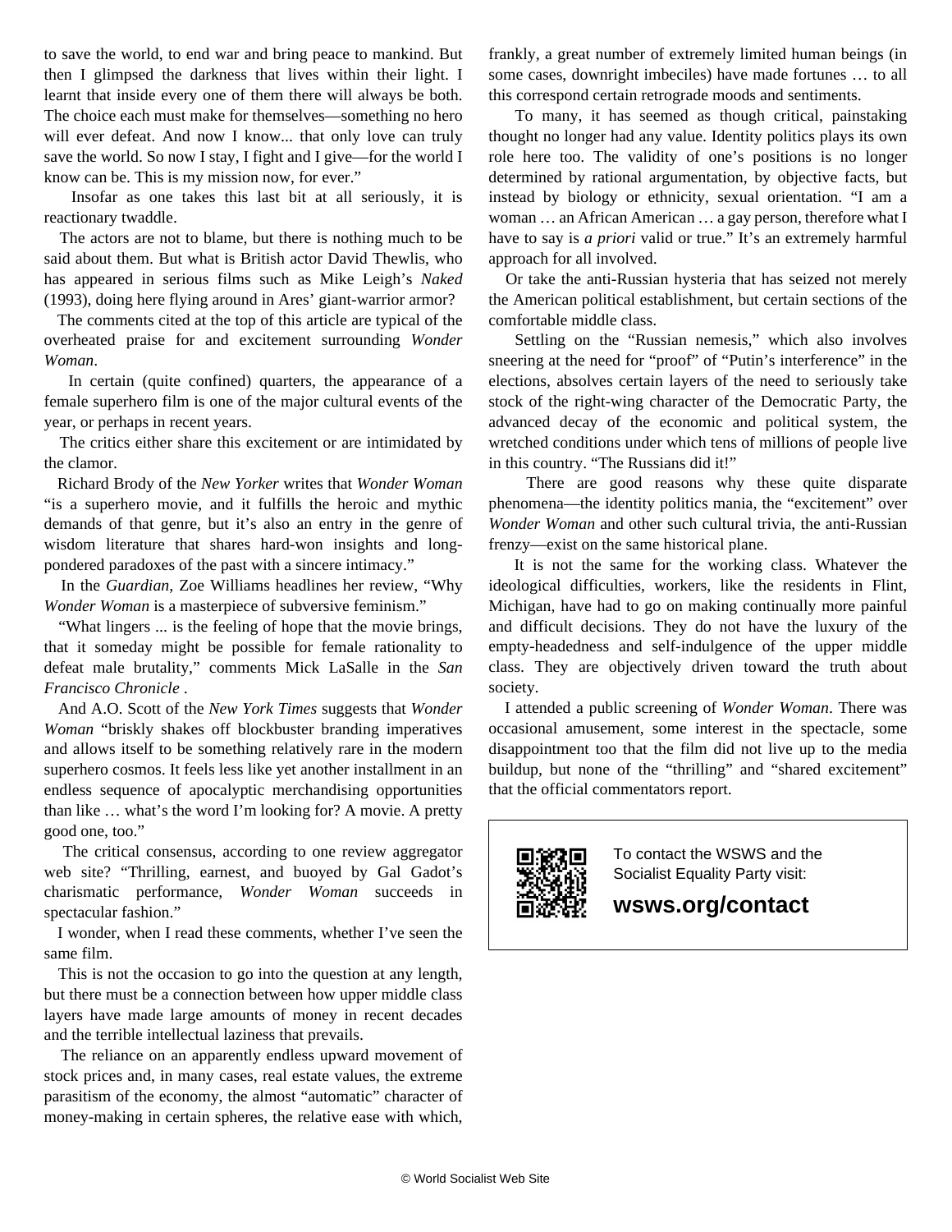to save the world, to end war and bring peace to mankind. But then I glimpsed the darkness that lives within their light. I learnt that inside every one of them there will always be both. The choice each must make for themselves—something no hero will ever defeat. And now I know... that only love can truly save the world. So now I stay, I fight and I give—for the world I know can be. This is my mission now, for ever."

Insofar as one takes this last bit at all seriously, it is reactionary twaddle.

The actors are not to blame, but there is nothing much to be said about them. But what is British actor David Thewlis, who has appeared in serious films such as Mike Leigh's *Naked* (1993), doing here flying around in Ares' giant-warrior armor?

The comments cited at the top of this article are typical of the overheated praise for and excitement surrounding *Wonder Woman*.

In certain (quite confined) quarters, the appearance of a female superhero film is one of the major cultural events of the year, or perhaps in recent years.

The critics either share this excitement or are intimidated by the clamor.

Richard Brody of the *New Yorker* writes that *Wonder Woman* "is a superhero movie, and it fulfills the heroic and mythic demands of that genre, but it's also an entry in the genre of wisdom literature that shares hard-won insights and long-pondered paradoxes of the past with a sincere intimacy."

In the *Guardian*, Zoe Williams headlines her review, "Why *Wonder Woman* is a masterpiece of subversive feminism."

"What lingers ... is the feeling of hope that the movie brings, that it someday might be possible for female rationality to defeat male brutality," comments Mick LaSalle in the *San Francisco Chronicle* .

And A.O. Scott of the *New York Times* suggests that *Wonder Woman* "briskly shakes off blockbuster branding imperatives and allows itself to be something relatively rare in the modern superhero cosmos. It feels less like yet another installment in an endless sequence of apocalyptic merchandising opportunities than like … what's the word I'm looking for? A movie. A pretty good one, too."

The critical consensus, according to one review aggregator web site? "Thrilling, earnest, and buoyed by Gal Gadot's charismatic performance, *Wonder Woman* succeeds in spectacular fashion."

I wonder, when I read these comments, whether I've seen the same film.

This is not the occasion to go into the question at any length, but there must be a connection between how upper middle class layers have made large amounts of money in recent decades and the terrible intellectual laziness that prevails.

The reliance on an apparently endless upward movement of stock prices and, in many cases, real estate values, the extreme parasitism of the economy, the almost "automatic" character of money-making in certain spheres, the relative ease with which, frankly, a great number of extremely limited human beings (in some cases, downright imbeciles) have made fortunes … to all this correspond certain retrograde moods and sentiments.

To many, it has seemed as though critical, painstaking thought no longer had any value. Identity politics plays its own role here too. The validity of one's positions is no longer determined by rational argumentation, by objective facts, but instead by biology or ethnicity, sexual orientation. "I am a woman … an African American … a gay person, therefore what I have to say is *a priori* valid or true." It's an extremely harmful approach for all involved.

Or take the anti-Russian hysteria that has seized not merely the American political establishment, but certain sections of the comfortable middle class.

Settling on the "Russian nemesis," which also involves sneering at the need for "proof" of "Putin's interference" in the elections, absolves certain layers of the need to seriously take stock of the right-wing character of the Democratic Party, the advanced decay of the economic and political system, the wretched conditions under which tens of millions of people live in this country. "The Russians did it!"

There are good reasons why these quite disparate phenomena—the identity politics mania, the "excitement" over *Wonder Woman* and other such cultural trivia, the anti-Russian frenzy—exist on the same historical plane.

It is not the same for the working class. Whatever the ideological difficulties, workers, like the residents in Flint, Michigan, have had to go on making continually more painful and difficult decisions. They do not have the luxury of the empty-headedness and self-indulgence of the upper middle class. They are objectively driven toward the truth about society.

I attended a public screening of *Wonder Woman*. There was occasional amusement, some interest in the spectacle, some disappointment too that the film did not live up to the media buildup, but none of the "thrilling" and "shared excitement" that the official commentators report.

To contact the WSWS and the Socialist Equality Party visit:

**wsws.org/contact**